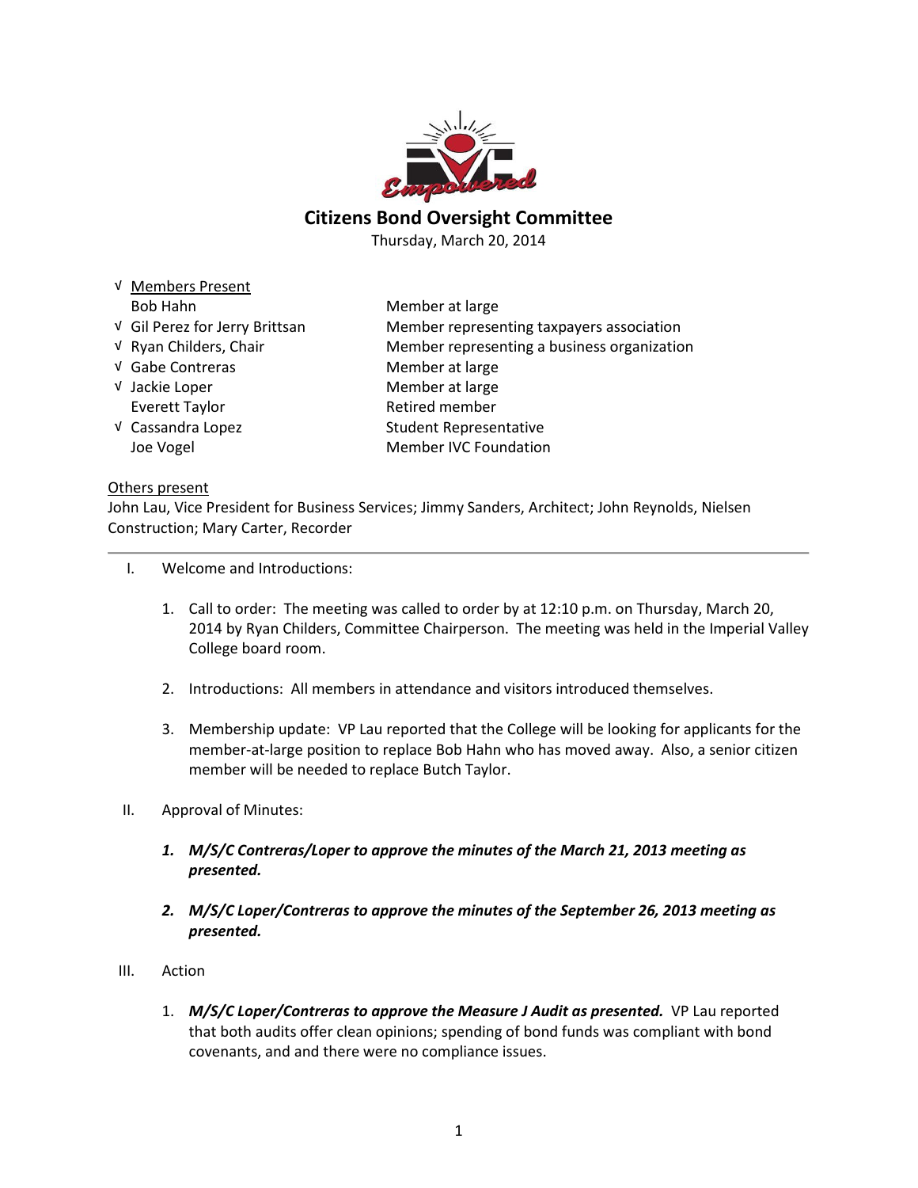# Citizens Bond Oversight Committee

Thursday, March 20, 2014

√ Members Present

| | |
|---|---|
| Bob Hahn | Member at large |
| √ Gil Perez for Jerry Brittsan | Member representing taxpayers association |
| √ Ryan Childers, Chair | Member representing a business organization |
| √ Gabe Contreras | Member at large |
| √ Jackie Loper | Member at large |
| Everett Taylor | Retired member |
| √ Cassandra Lopez | Student Representative |
| Joe Vogel | Member IVC Foundation |

Others present

John Lau, Vice President for Business Services; Jimmy Sanders, Architect; John Reynolds, Nielsen Construction; Mary Carter, Recorder

---

I. Welcome and Introductions:

1. Call to order: The meeting was called to order by at 12:10 p.m. on Thursday, March 20, 2014 by Ryan Childers, Committee Chairperson. The meeting was held in the Imperial Valley College board room.

2. Introductions: All members in attendance and visitors introduced themselves.

3. Membership update: VP Lau reported that the College will be looking for applicants for the member-at-large position to replace Bob Hahn who has moved away. Also, a senior citizen member will be needed to replace Butch Taylor.

II. Approval of Minutes:

1. ***M/S/C Contreras/Loper to approve the minutes of the March 21, 2013 meeting as presented.***

2. ***M/S/C Loper/Contreras to approve the minutes of the September 26, 2013 meeting as presented.***

III. Action

1. ***M/S/C Loper/Contreras to approve the Measure J Audit as presented.*** VP Lau reported that both audits offer clean opinions; spending of bond funds was compliant with bond covenants, and and there were no compliance issues.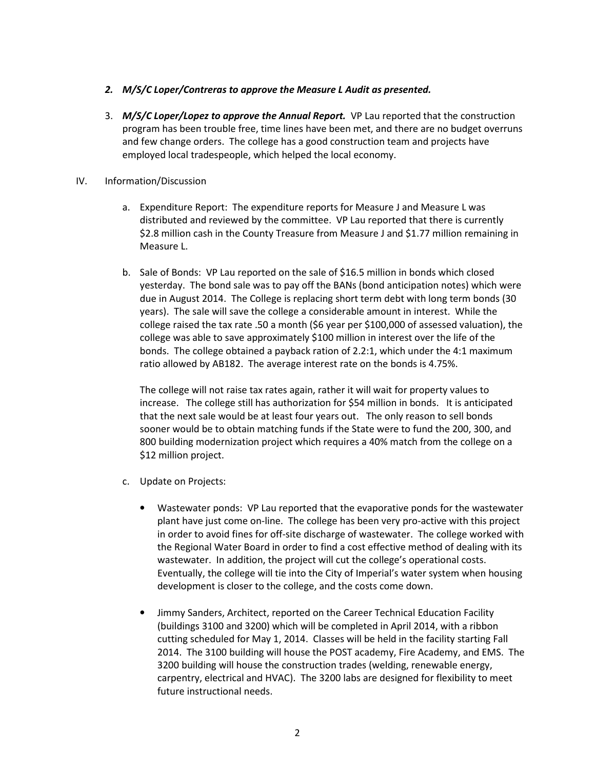2. ***M/S/C Loper/Contreras to approve the Measure L Audit as presented.***

3. ***M/S/C Loper/Lopez to approve the Annual Report.*** VP Lau reported that the construction program has been trouble free, time lines have been met, and there are no budget overruns and few change orders. The college has a good construction team and projects have employed local tradespeople, which helped the local economy.

IV. Information/Discussion

a. Expenditure Report: The expenditure reports for Measure J and Measure L was distributed and reviewed by the committee. VP Lau reported that there is currently $2.8 million cash in the County Treasure from Measure J and $1.77 million remaining in Measure L.

b. Sale of Bonds: VP Lau reported on the sale of $16.5 million in bonds which closed yesterday. The bond sale was to pay off the BANs (bond anticipation notes) which were due in August 2014. The College is replacing short term debt with long term bonds (30 years). The sale will save the college a considerable amount in interest. While the college raised the tax rate .50 a month ($6 year per $100,000 of assessed valuation), the college was able to save approximately $100 million in interest over the life of the bonds. The college obtained a payback ration of 2.2:1, which under the 4:1 maximum ratio allowed by AB182. The average interest rate on the bonds is 4.75%.

   The college will not raise tax rates again, rather it will wait for property values to increase. The college still has authorization for $54 million in bonds. It is anticipated that the next sale would be at least four years out. The only reason to sell bonds sooner would be to obtain matching funds if the State were to fund the 200, 300, and 800 building modernization project which requires a 40% match from the college on a $12 million project.

c. Update on Projects:

   - Wastewater ponds: VP Lau reported that the evaporative ponds for the wastewater plant have just come on-line. The college has been very pro-active with this project in order to avoid fines for off-site discharge of wastewater. The college worked with the Regional Water Board in order to find a cost effective method of dealing with its wastewater. In addition, the project will cut the college's operational costs. Eventually, the college will tie into the City of Imperial's water system when housing development is closer to the college, and the costs come down.

   - Jimmy Sanders, Architect, reported on the Career Technical Education Facility (buildings 3100 and 3200) which will be completed in April 2014, with a ribbon cutting scheduled for May 1, 2014. Classes will be held in the facility starting Fall 2014. The 3100 building will house the POST academy, Fire Academy, and EMS. The 3200 building will house the construction trades (welding, renewable energy, carpentry, electrical and HVAC). The 3200 labs are designed for flexibility to meet future instructional needs.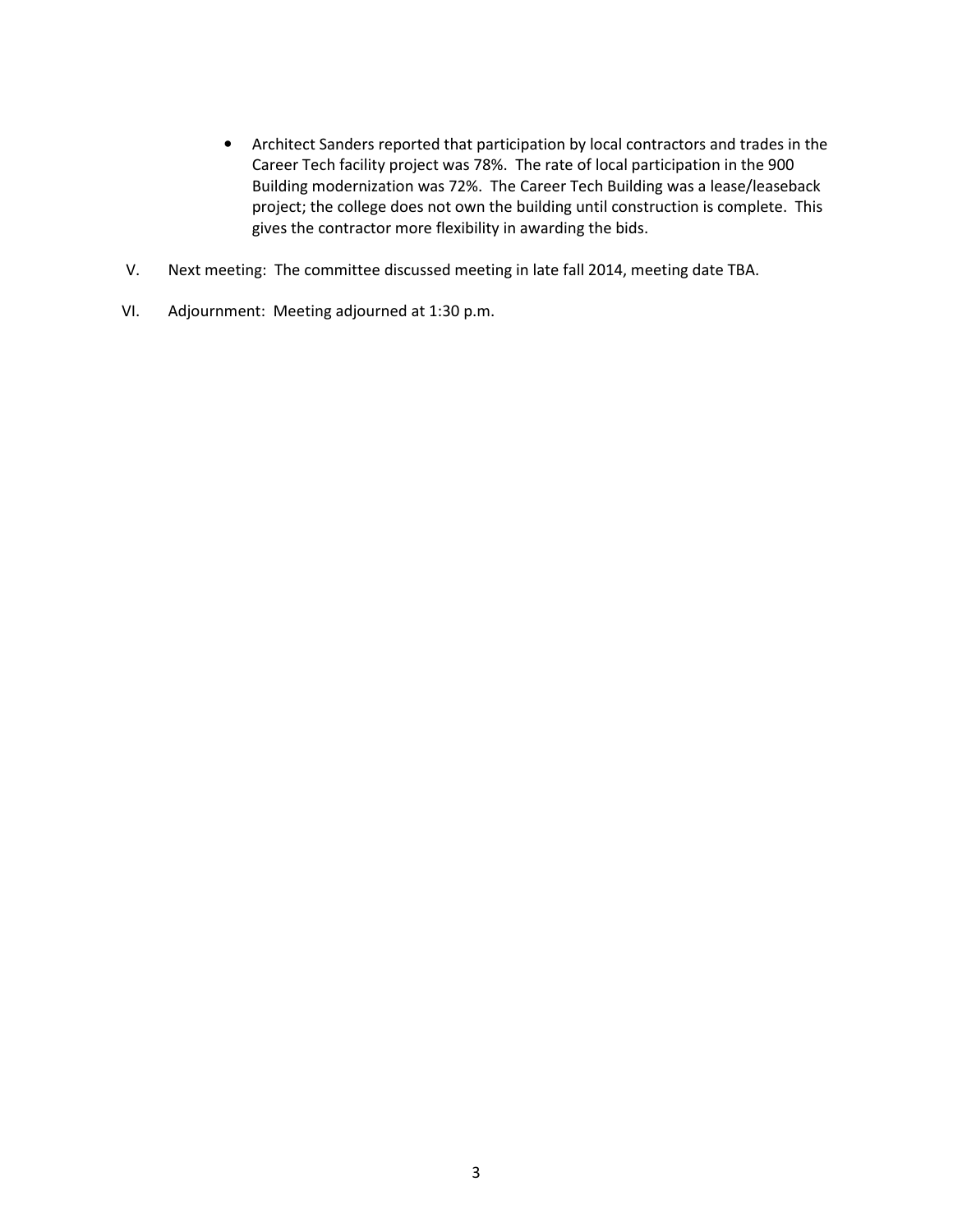- Architect Sanders reported that participation by local contractors and trades in the Career Tech facility project was 78%. The rate of local participation in the 900 Building modernization was 72%. The Career Tech Building was a lease/leaseback project; the college does not own the building until construction is complete. This gives the contractor more flexibility in awarding the bids.

V. Next meeting: The committee discussed meeting in late fall 2014, meeting date TBA.

VI. Adjournment: Meeting adjourned at 1:30 p.m.